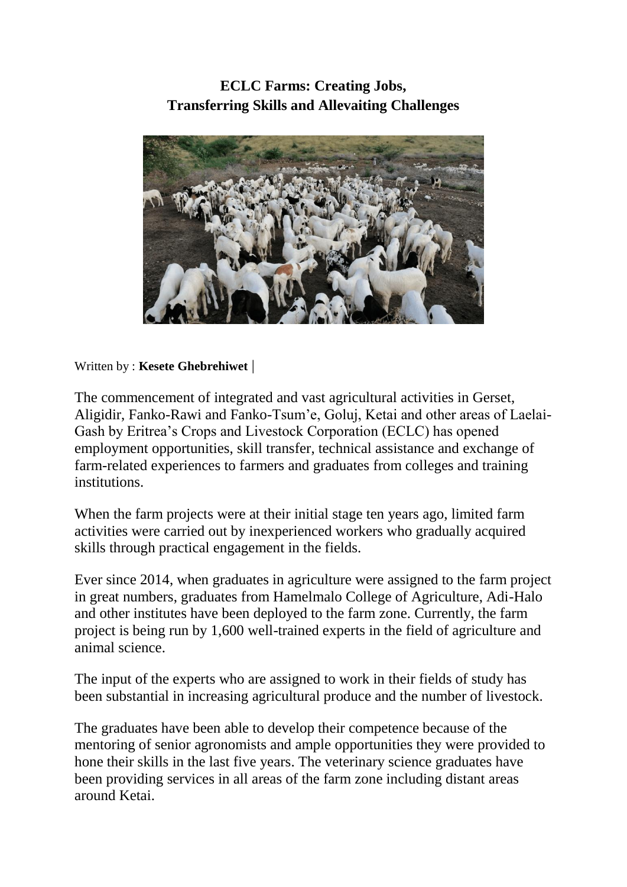# ECLC Farms: Creating Jobs, Transferring Skills and Allevaiting Challenges

Written by : **Kesete Ghebrehiwet** |

The commencement of integrated and vast agricultural activities in Gerset, Aligidir, Fanko-Rawi and Fanko-Tsum'e, Goluj, Ketai and other areas of Laelai-Gash by Eritrea's Crops and Livestock Corporation (ECLC) has opened employment opportunities, skill transfer, technical assistance and exchange of farm-related experiences to farmers and graduates from colleges and training institutions.

When the farm projects were at their initial stage ten years ago, limited farm activities were carried out by inexperienced workers who gradually acquired skills through practical engagement in the fields.

Ever since 2014, when graduates in agriculture were assigned to the farm project in great numbers, graduates from Hamelmalo College of Agriculture, Adi-Halo and other institutes have been deployed to the farm zone. Currently, the farm project is being run by 1,600 well-trained experts in the field of agriculture and animal science.

The input of the experts who are assigned to work in their fields of study has been substantial in increasing agricultural produce and the number of livestock.

The graduates have been able to develop their competence because of the mentoring of senior agronomists and ample opportunities they were provided to hone their skills in the last five years. The veterinary science graduates have been providing services in all areas of the farm zone including distant areas around Ketai.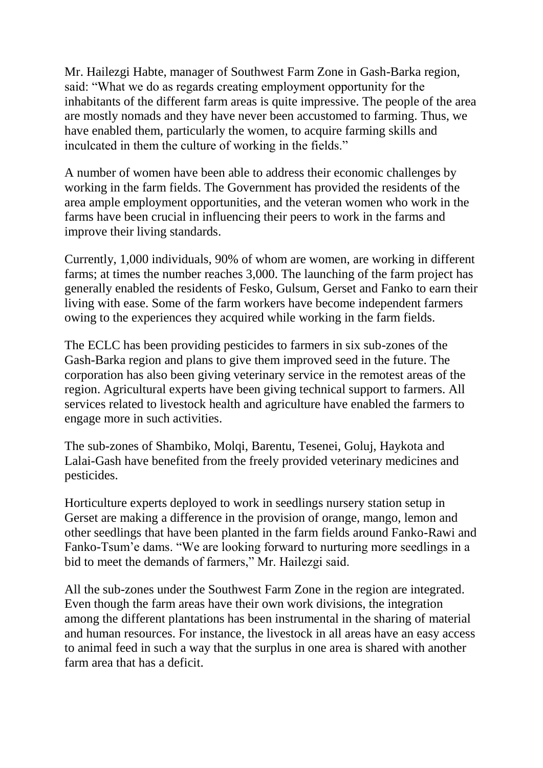Mr. Hailezgi Habte, manager of Southwest Farm Zone in Gash-Barka region, said: "What we do as regards creating employment opportunity for the inhabitants of the different farm areas is quite impressive. The people of the area are mostly nomads and they have never been accustomed to farming. Thus, we have enabled them, particularly the women, to acquire farming skills and inculcated in them the culture of working in the fields."

A number of women have been able to address their economic challenges by working in the farm fields. The Government has provided the residents of the area ample employment opportunities, and the veteran women who work in the farms have been crucial in influencing their peers to work in the farms and improve their living standards.

Currently, 1,000 individuals, 90% of whom are women, are working in different farms; at times the number reaches 3,000. The launching of the farm project has generally enabled the residents of Fesko, Gulsum, Gerset and Fanko to earn their living with ease. Some of the farm workers have become independent farmers owing to the experiences they acquired while working in the farm fields.

The ECLC has been providing pesticides to farmers in six sub-zones of the Gash-Barka region and plans to give them improved seed in the future. The corporation has also been giving veterinary service in the remotest areas of the region. Agricultural experts have been giving technical support to farmers. All services related to livestock health and agriculture have enabled the farmers to engage more in such activities.

The sub-zones of Shambiko, Molqi, Barentu, Tesenei, Goluj, Haykota and Lalai-Gash have benefited from the freely provided veterinary medicines and pesticides.

Horticulture experts deployed to work in seedlings nursery station setup in Gerset are making a difference in the provision of orange, mango, lemon and other seedlings that have been planted in the farm fields around Fanko-Rawi and Fanko-Tsum'e dams. "We are looking forward to nurturing more seedlings in a bid to meet the demands of farmers," Mr. Hailezgi said.

All the sub-zones under the Southwest Farm Zone in the region are integrated. Even though the farm areas have their own work divisions, the integration among the different plantations has been instrumental in the sharing of material and human resources. For instance, the livestock in all areas have an easy access to animal feed in such a way that the surplus in one area is shared with another farm area that has a deficit.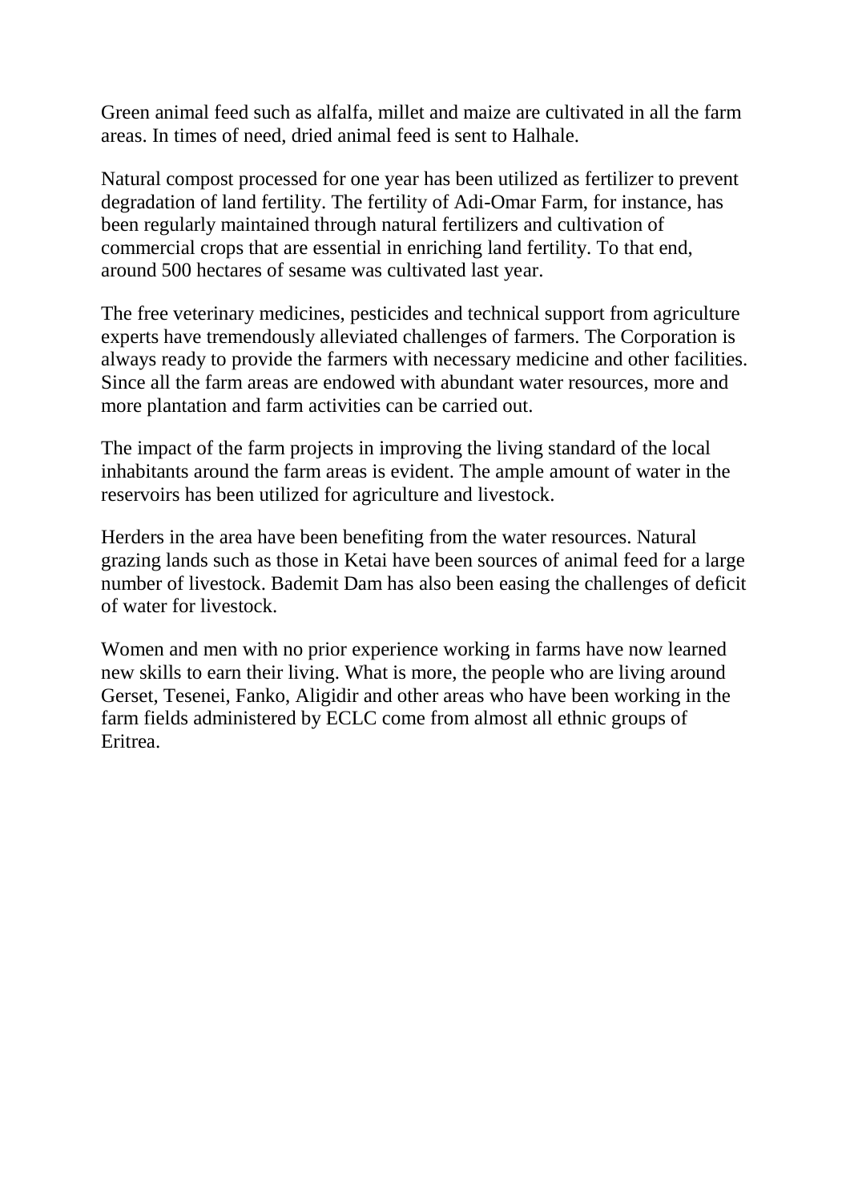Green animal feed such as alfalfa, millet and maize are cultivated in all the farm areas. In times of need, dried animal feed is sent to Halhale.

Natural compost processed for one year has been utilized as fertilizer to prevent degradation of land fertility. The fertility of Adi-Omar Farm, for instance, has been regularly maintained through natural fertilizers and cultivation of commercial crops that are essential in enriching land fertility. To that end, around 500 hectares of sesame was cultivated last year.

The free veterinary medicines, pesticides and technical support from agriculture experts have tremendously alleviated challenges of farmers. The Corporation is always ready to provide the farmers with necessary medicine and other facilities. Since all the farm areas are endowed with abundant water resources, more and more plantation and farm activities can be carried out.

The impact of the farm projects in improving the living standard of the local inhabitants around the farm areas is evident. The ample amount of water in the reservoirs has been utilized for agriculture and livestock.

Herders in the area have been benefiting from the water resources. Natural grazing lands such as those in Ketai have been sources of animal feed for a large number of livestock. Bademit Dam has also been easing the challenges of deficit of water for livestock.

Women and men with no prior experience working in farms have now learned new skills to earn their living. What is more, the people who are living around Gerset, Tesenei, Fanko, Aligidir and other areas who have been working in the farm fields administered by ECLC come from almost all ethnic groups of Eritrea.